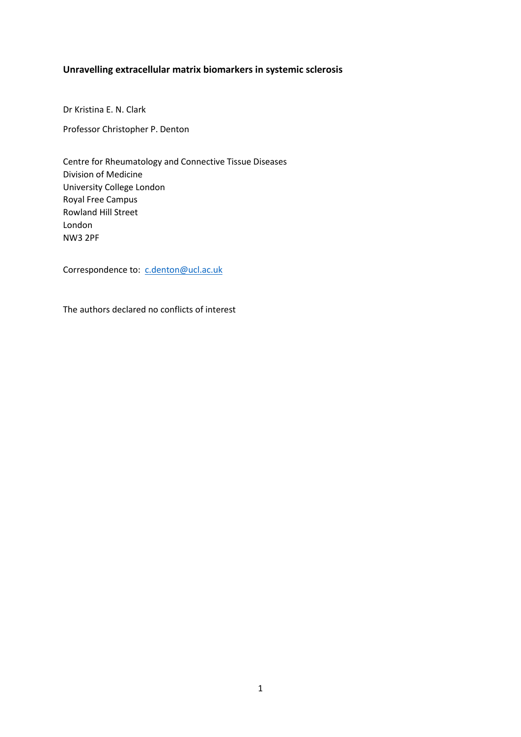**Unravelling extracellular matrix biomarkers in systemic sclerosis**

Dr Kristina E. N. Clark

Professor Christopher P. Denton

Centre for Rheumatology and Connective Tissue Diseases
Division of Medicine
University College London
Royal Free Campus
Rowland Hill Street
London
NW3 2PF

Correspondence to: c.denton@ucl.ac.uk

The authors declared no conflicts of interest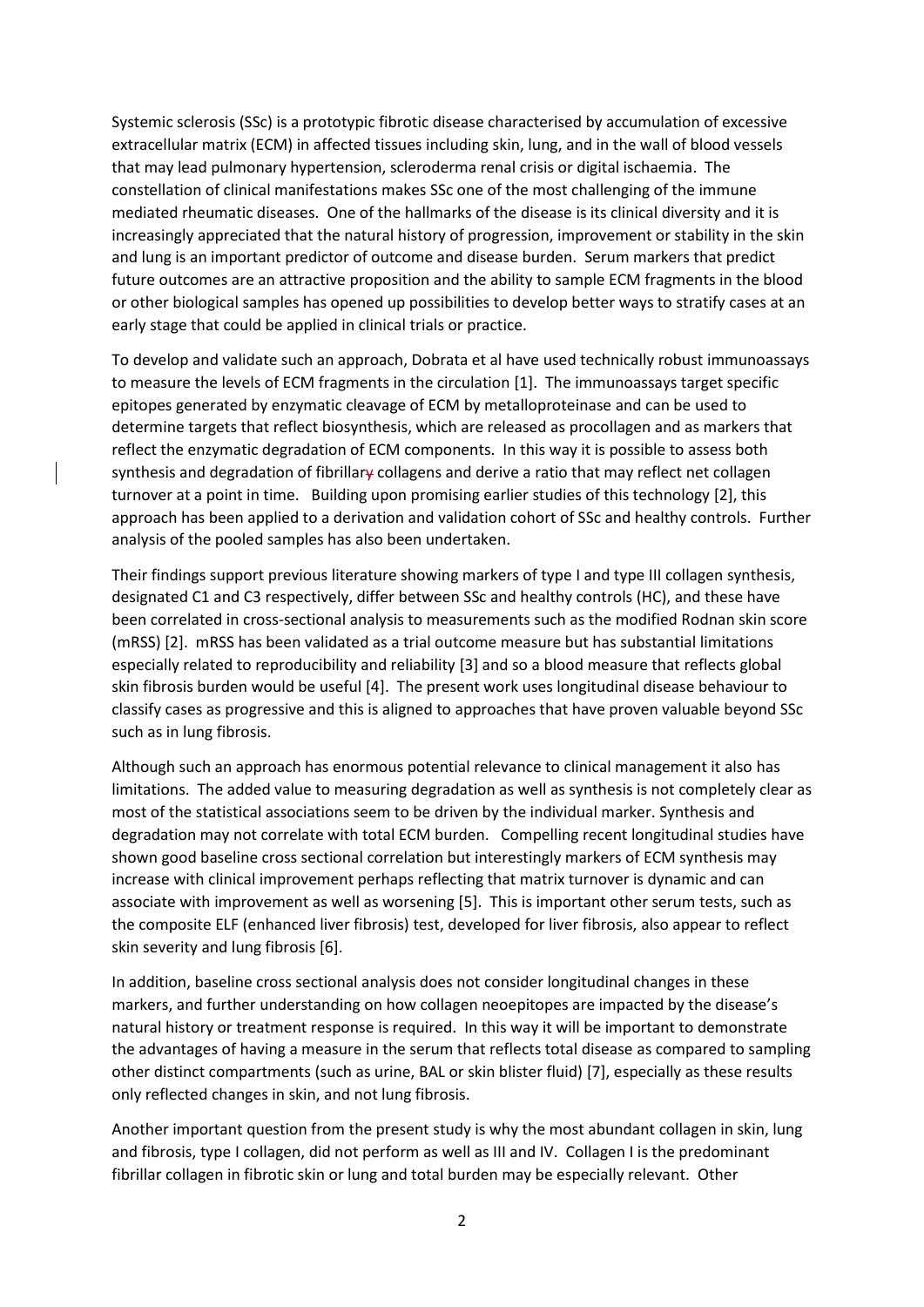Systemic sclerosis (SSc) is a prototypic fibrotic disease characterised by accumulation of excessive extracellular matrix (ECM) in affected tissues including skin, lung, and in the wall of blood vessels that may lead pulmonary hypertension, scleroderma renal crisis or digital ischaemia. The constellation of clinical manifestations makes SSc one of the most challenging of the immune mediated rheumatic diseases. One of the hallmarks of the disease is its clinical diversity and it is increasingly appreciated that the natural history of progression, improvement or stability in the skin and lung is an important predictor of outcome and disease burden. Serum markers that predict future outcomes are an attractive proposition and the ability to sample ECM fragments in the blood or other biological samples has opened up possibilities to develop better ways to stratify cases at an early stage that could be applied in clinical trials or practice.

To develop and validate such an approach, Dobrata et al have used technically robust immunoassays to measure the levels of ECM fragments in the circulation [1]. The immunoassays target specific epitopes generated by enzymatic cleavage of ECM by metalloproteinase and can be used to determine targets that reflect biosynthesis, which are released as procollagen and as markers that reflect the enzymatic degradation of ECM components. In this way it is possible to assess both synthesis and degradation of fibrillary collagens and derive a ratio that may reflect net collagen turnover at a point in time. Building upon promising earlier studies of this technology [2], this approach has been applied to a derivation and validation cohort of SSc and healthy controls. Further analysis of the pooled samples has also been undertaken.

Their findings support previous literature showing markers of type I and type III collagen synthesis, designated C1 and C3 respectively, differ between SSc and healthy controls (HC), and these have been correlated in cross-sectional analysis to measurements such as the modified Rodnan skin score (mRSS) [2]. mRSS has been validated as a trial outcome measure but has substantial limitations especially related to reproducibility and reliability [3] and so a blood measure that reflects global skin fibrosis burden would be useful [4]. The present work uses longitudinal disease behaviour to classify cases as progressive and this is aligned to approaches that have proven valuable beyond SSc such as in lung fibrosis.

Although such an approach has enormous potential relevance to clinical management it also has limitations. The added value to measuring degradation as well as synthesis is not completely clear as most of the statistical associations seem to be driven by the individual marker. Synthesis and degradation may not correlate with total ECM burden. Compelling recent longitudinal studies have shown good baseline cross sectional correlation but interestingly markers of ECM synthesis may increase with clinical improvement perhaps reflecting that matrix turnover is dynamic and can associate with improvement as well as worsening [5]. This is important other serum tests, such as the composite ELF (enhanced liver fibrosis) test, developed for liver fibrosis, also appear to reflect skin severity and lung fibrosis [6].

In addition, baseline cross sectional analysis does not consider longitudinal changes in these markers, and further understanding on how collagen neoepitopes are impacted by the disease's natural history or treatment response is required. In this way it will be important to demonstrate the advantages of having a measure in the serum that reflects total disease as compared to sampling other distinct compartments (such as urine, BAL or skin blister fluid) [7], especially as these results only reflected changes in skin, and not lung fibrosis.

Another important question from the present study is why the most abundant collagen in skin, lung and fibrosis, type I collagen, did not perform as well as III and IV. Collagen I is the predominant fibrillar collagen in fibrotic skin or lung and total burden may be especially relevant. Other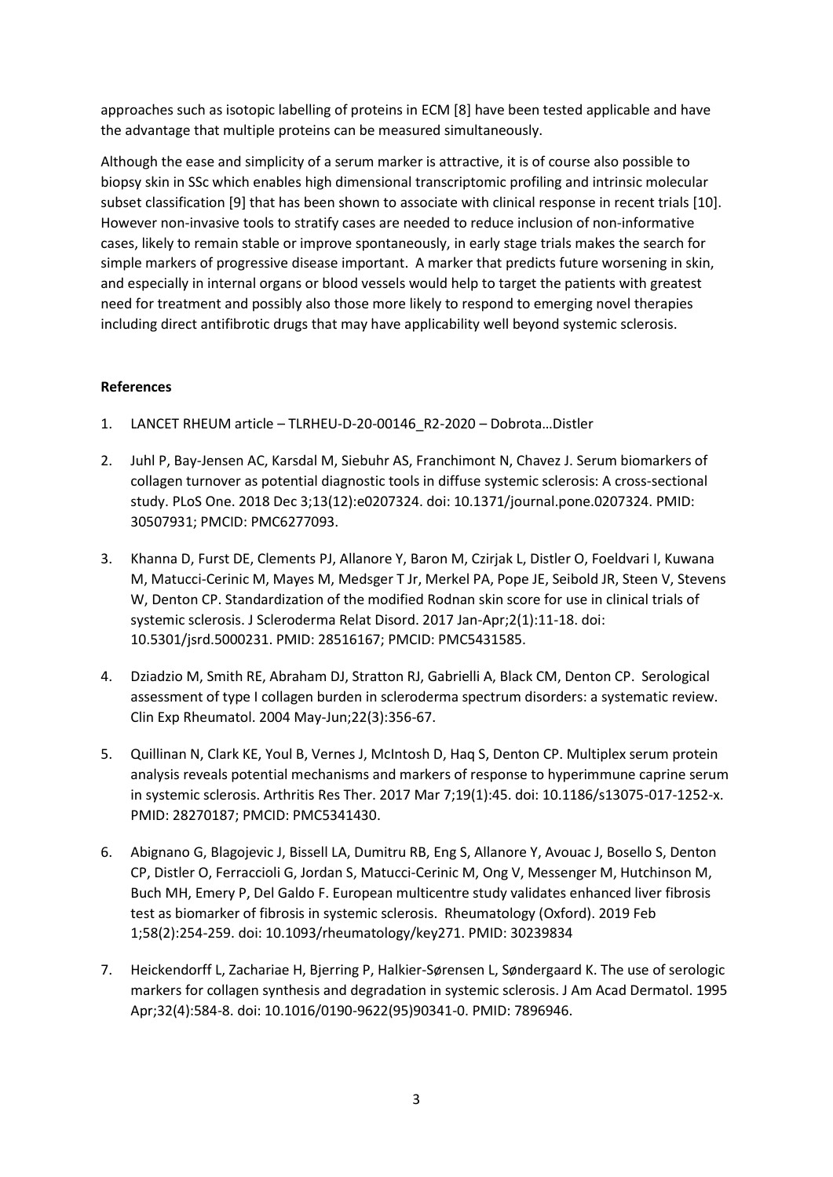approaches such as isotopic labelling of proteins in ECM [8] have been tested applicable and have the advantage that multiple proteins can be measured simultaneously.

Although the ease and simplicity of a serum marker is attractive, it is of course also possible to biopsy skin in SSc which enables high dimensional transcriptomic profiling and intrinsic molecular subset classification [9] that has been shown to associate with clinical response in recent trials [10]. However non-invasive tools to stratify cases are needed to reduce inclusion of non-informative cases, likely to remain stable or improve spontaneously, in early stage trials makes the search for simple markers of progressive disease important. A marker that predicts future worsening in skin, and especially in internal organs or blood vessels would help to target the patients with greatest need for treatment and possibly also those more likely to respond to emerging novel therapies including direct antifibrotic drugs that may have applicability well beyond systemic sclerosis.

**References**

1. LANCET RHEUM article – TLRHEU-D-20-00146_R2-2020 – Dobrota…Distler

2. Juhl P, Bay-Jensen AC, Karsdal M, Siebuhr AS, Franchimont N, Chavez J. Serum biomarkers of collagen turnover as potential diagnostic tools in diffuse systemic sclerosis: A cross-sectional study. PLoS One. 2018 Dec 3;13(12):e0207324. doi: 10.1371/journal.pone.0207324. PMID: 30507931; PMCID: PMC6277093.

3. Khanna D, Furst DE, Clements PJ, Allanore Y, Baron M, Czirjak L, Distler O, Foeldvari I, Kuwana M, Matucci-Cerinic M, Mayes M, Medsger T Jr, Merkel PA, Pope JE, Seibold JR, Steen V, Stevens W, Denton CP. Standardization of the modified Rodnan skin score for use in clinical trials of systemic sclerosis. J Scleroderma Relat Disord. 2017 Jan-Apr;2(1):11-18. doi: 10.5301/jsrd.5000231. PMID: 28516167; PMCID: PMC5431585.

4. Dziadzio M, Smith RE, Abraham DJ, Stratton RJ, Gabrielli A, Black CM, Denton CP. Serological assessment of type I collagen burden in scleroderma spectrum disorders: a systematic review. Clin Exp Rheumatol. 2004 May-Jun;22(3):356-67.

5. Quillinan N, Clark KE, Youl B, Vernes J, McIntosh D, Haq S, Denton CP. Multiplex serum protein analysis reveals potential mechanisms and markers of response to hyperimmune caprine serum in systemic sclerosis. Arthritis Res Ther. 2017 Mar 7;19(1):45. doi: 10.1186/s13075-017-1252-x. PMID: 28270187; PMCID: PMC5341430.

6. Abignano G, Blagojevic J, Bissell LA, Dumitru RB, Eng S, Allanore Y, Avouac J, Bosello S, Denton CP, Distler O, Ferraccioli G, Jordan S, Matucci-Cerinic M, Ong V, Messenger M, Hutchinson M, Buch MH, Emery P, Del Galdo F. European multicentre study validates enhanced liver fibrosis test as biomarker of fibrosis in systemic sclerosis. Rheumatology (Oxford). 2019 Feb 1;58(2):254-259. doi: 10.1093/rheumatology/key271. PMID: 30239834

7. Heickendorff L, Zachariae H, Bjerring P, Halkier-Sørensen L, Søndergaard K. The use of serologic markers for collagen synthesis and degradation in systemic sclerosis. J Am Acad Dermatol. 1995 Apr;32(4):584-8. doi: 10.1016/0190-9622(95)90341-0. PMID: 7896946.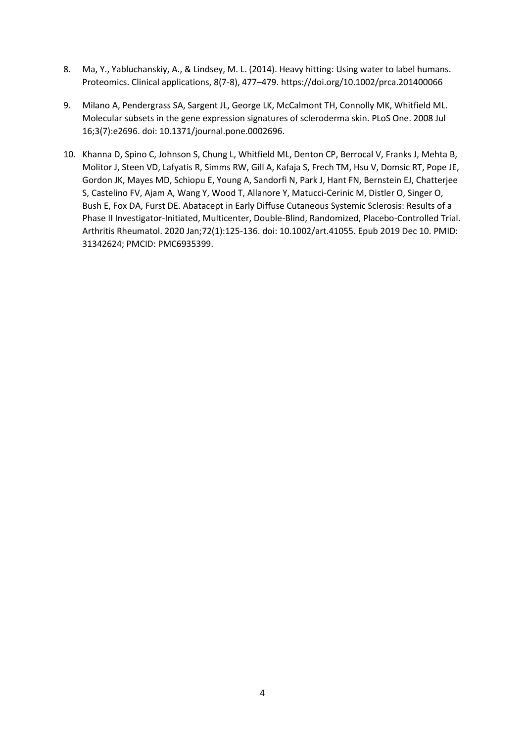8. Ma, Y., Yabluchanskiy, A., & Lindsey, M. L. (2014). Heavy hitting: Using water to label humans. Proteomics. Clinical applications, 8(7-8), 477–479. https://doi.org/10.1002/prca.201400066

9. Milano A, Pendergrass SA, Sargent JL, George LK, McCalmont TH, Connolly MK, Whitfield ML. Molecular subsets in the gene expression signatures of scleroderma skin. PLoS One. 2008 Jul 16;3(7):e2696. doi: 10.1371/journal.pone.0002696.

10. Khanna D, Spino C, Johnson S, Chung L, Whitfield ML, Denton CP, Berrocal V, Franks J, Mehta B, Molitor J, Steen VD, Lafyatis R, Simms RW, Gill A, Kafaja S, Frech TM, Hsu V, Domsic RT, Pope JE, Gordon JK, Mayes MD, Schiopu E, Young A, Sandorfi N, Park J, Hant FN, Bernstein EJ, Chatterjee S, Castelino FV, Ajam A, Wang Y, Wood T, Allanore Y, Matucci-Cerinic M, Distler O, Singer O, Bush E, Fox DA, Furst DE. Abatacept in Early Diffuse Cutaneous Systemic Sclerosis: Results of a Phase II Investigator-Initiated, Multicenter, Double-Blind, Randomized, Placebo-Controlled Trial. Arthritis Rheumatol. 2020 Jan;72(1):125-136. doi: 10.1002/art.41055. Epub 2019 Dec 10. PMID: 31342624; PMCID: PMC6935399.